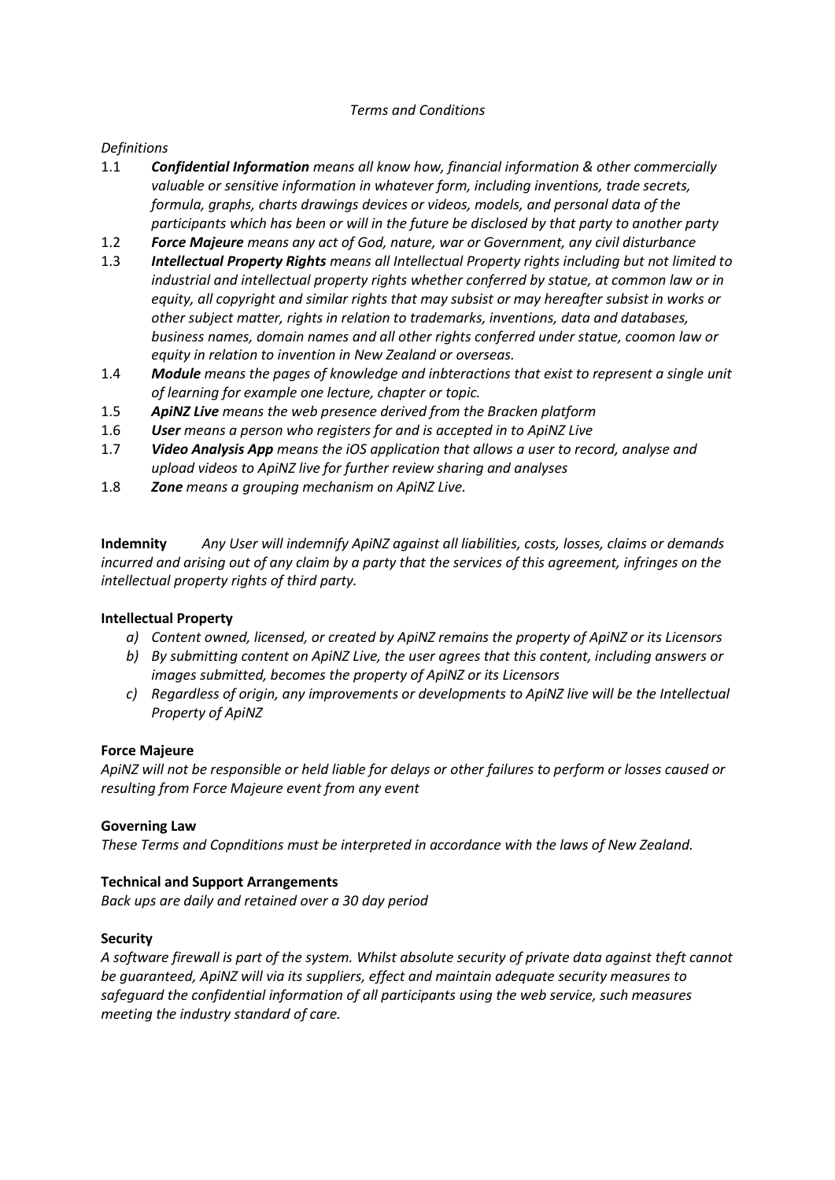*Terms and Conditions*

*Definitions*

1.1 ***Confidential Information*** *means all know how, financial information & other commercially valuable or sensitive information in whatever form, including inventions, trade secrets, formula, graphs, charts drawings devices or videos, models, and personal data of the participants which has been or will in the future be disclosed by that party to another party*

1.2 ***Force Majeure*** *means any act of God, nature, war or Government, any civil disturbance*

1.3 ***Intellectual Property Rights*** *means all Intellectual Property rights including but not limited to industrial and intellectual property rights whether conferred by statue, at common law or in equity, all copyright and similar rights that may subsist or may hereafter subsist in works or other subject matter, rights in relation to trademarks, inventions, data and databases, business names, domain names and all other rights conferred under statue, coomon law or equity in relation to invention in New Zealand or overseas.*

1.4 ***Module*** *means the pages of knowledge and inbteractions that exist to represent a single unit of learning for example one lecture, chapter or topic.*

1.5 ***ApiNZ Live*** *means the web presence derived from the Bracken platform*

1.6 ***User*** *means a person who registers for and is accepted in to ApiNZ Live*

1.7 ***Video Analysis App*** *means the iOS application that allows a user to record, analyse and upload videos to ApiNZ live for further review sharing and analyses*

1.8 ***Zone*** *means a grouping mechanism on ApiNZ Live.*

**Indemnity** *Any User will indemnify ApiNZ against all liabilities, costs, losses, claims or demands incurred and arising out of any claim by a party that the services of this agreement, infringes on the intellectual property rights of third party.*

**Intellectual Property**

a) *Content owned, licensed, or created by ApiNZ remains the property of ApiNZ or its Licensors*
b) *By submitting content on ApiNZ Live, the user agrees that this content, including answers or images submitted, becomes the property of ApiNZ or its Licensors*
c) *Regardless of origin, any improvements or developments to ApiNZ live will be the Intellectual Property of ApiNZ*

**Force Majeure**

*ApiNZ will not be responsible or held liable for delays or other failures to perform or losses caused or resulting from Force Majeure event from any event*

**Governing Law**

*These Terms and Copnditions must be interpreted in accordance with the laws of New Zealand.*

**Technical and Support Arrangements**

*Back ups are daily and retained over a 30 day period*

**Security**

*A software firewall is part of the system. Whilst absolute security of private data against theft cannot be guaranteed, ApiNZ will via its suppliers, effect and maintain adequate security measures to safeguard the confidential information of all participants using the web service, such measures meeting the industry standard of care.*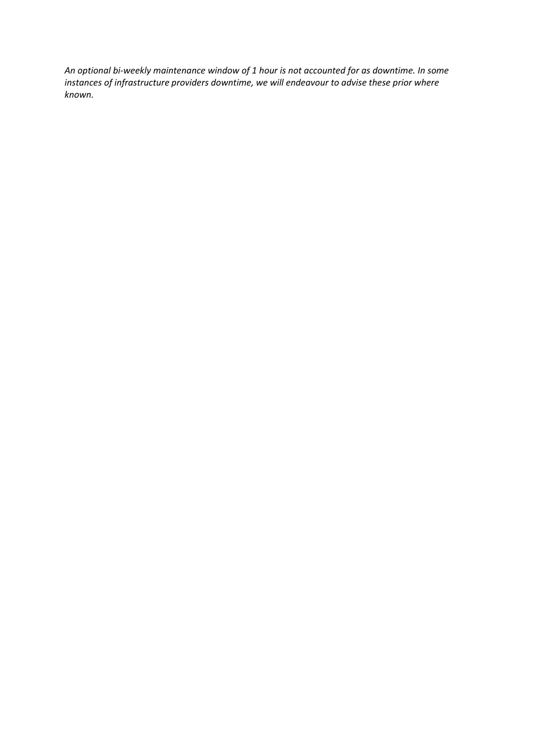*An optional bi-weekly maintenance window of 1 hour is not accounted for as downtime. In some instances of infrastructure providers downtime, we will endeavour to advise these prior where known.*